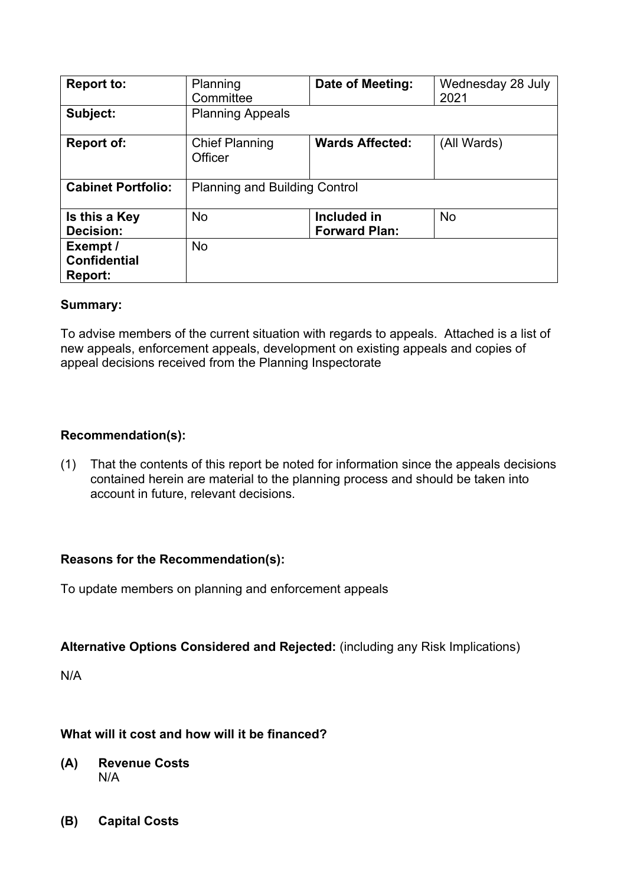| **Report to:** | Planning Committee | **Date of Meeting:** | Wednesday 28 July 2021 |
|---|---|---|---|
| **Subject:** | Planning Appeals | | |
| **Report of:** | Chief Planning Officer | **Wards Affected:** | (All Wards) |
| **Cabinet Portfolio:** | Planning and Building Control | | |
| **Is this a Key Decision:** | No | **Included in Forward Plan:** | No |
| **Exempt / Confidential Report:** | No | | |

**Summary:**

To advise members of the current situation with regards to appeals. Attached is a list of new appeals, enforcement appeals, development on existing appeals and copies of appeal decisions received from the Planning Inspectorate

**Recommendation(s):**

(1) That the contents of this report be noted for information since the appeals decisions contained herein are material to the planning process and should be taken into account in future, relevant decisions.

**Reasons for the Recommendation(s):**

To update members on planning and enforcement appeals

**Alternative Options Considered and Rejected:** (including any Risk Implications)

N/A

**What will it cost and how will it be financed?**

**(A) Revenue Costs**
N/A

**(B) Capital Costs**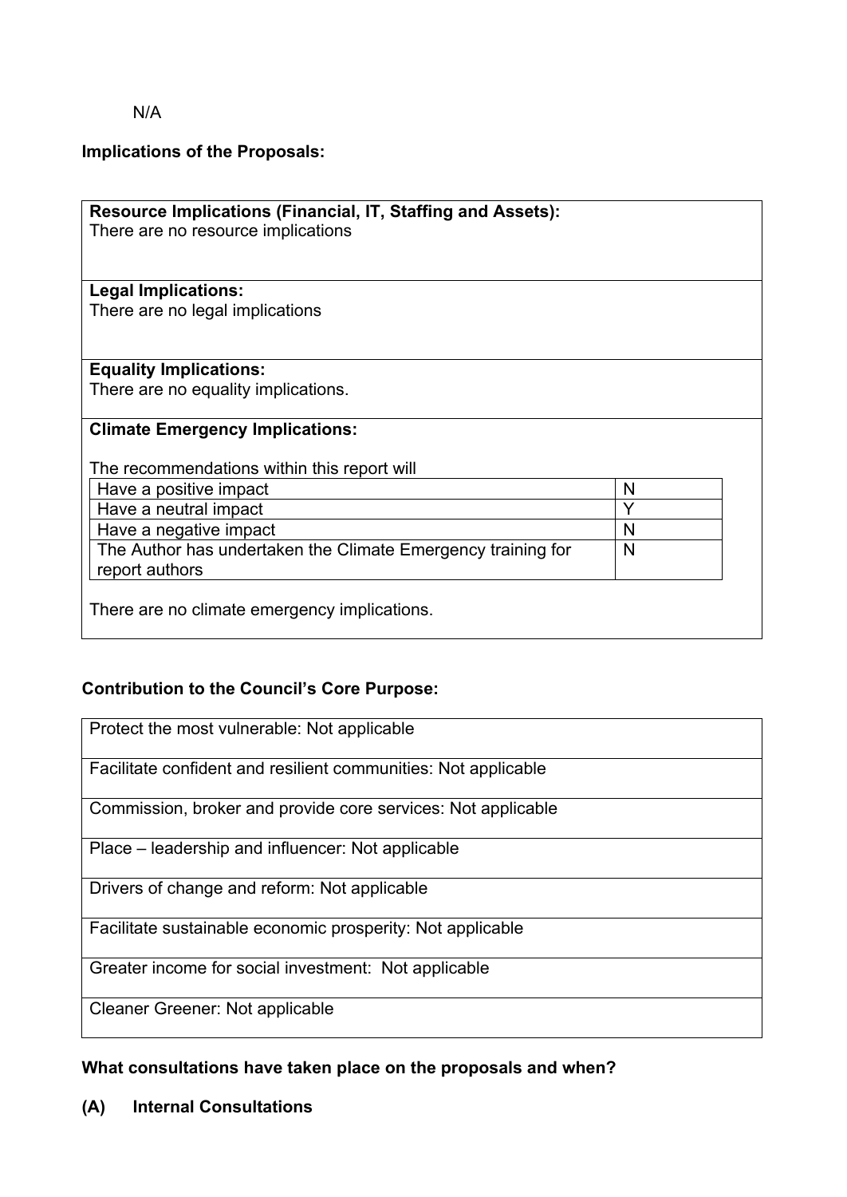N/A

**Implications of the Proposals:**

**Resource Implications (Financial, IT, Staffing and Assets):**
There are no resource implications

**Legal Implications:**
There are no legal implications

**Equality Implications:**
There are no equality implications.

**Climate Emergency Implications:**

The recommendations within this report will

| | |
|---|---|
| Have a positive impact | N |
| Have a neutral impact | Y |
| Have a negative impact | N |
| The Author has undertaken the Climate Emergency training for report authors | N |

There are no climate emergency implications.

**Contribution to the Council's Core Purpose:**

| |
|---|
| Protect the most vulnerable: Not applicable |
| Facilitate confident and resilient communities: Not applicable |
| Commission, broker and provide core services: Not applicable |
| Place – leadership and influencer: Not applicable |
| Drivers of change and reform: Not applicable |
| Facilitate sustainable economic prosperity: Not applicable |
| Greater income for social investment: Not applicable |
| Cleaner Greener: Not applicable |

**What consultations have taken place on the proposals and when?**

**(A) Internal Consultations**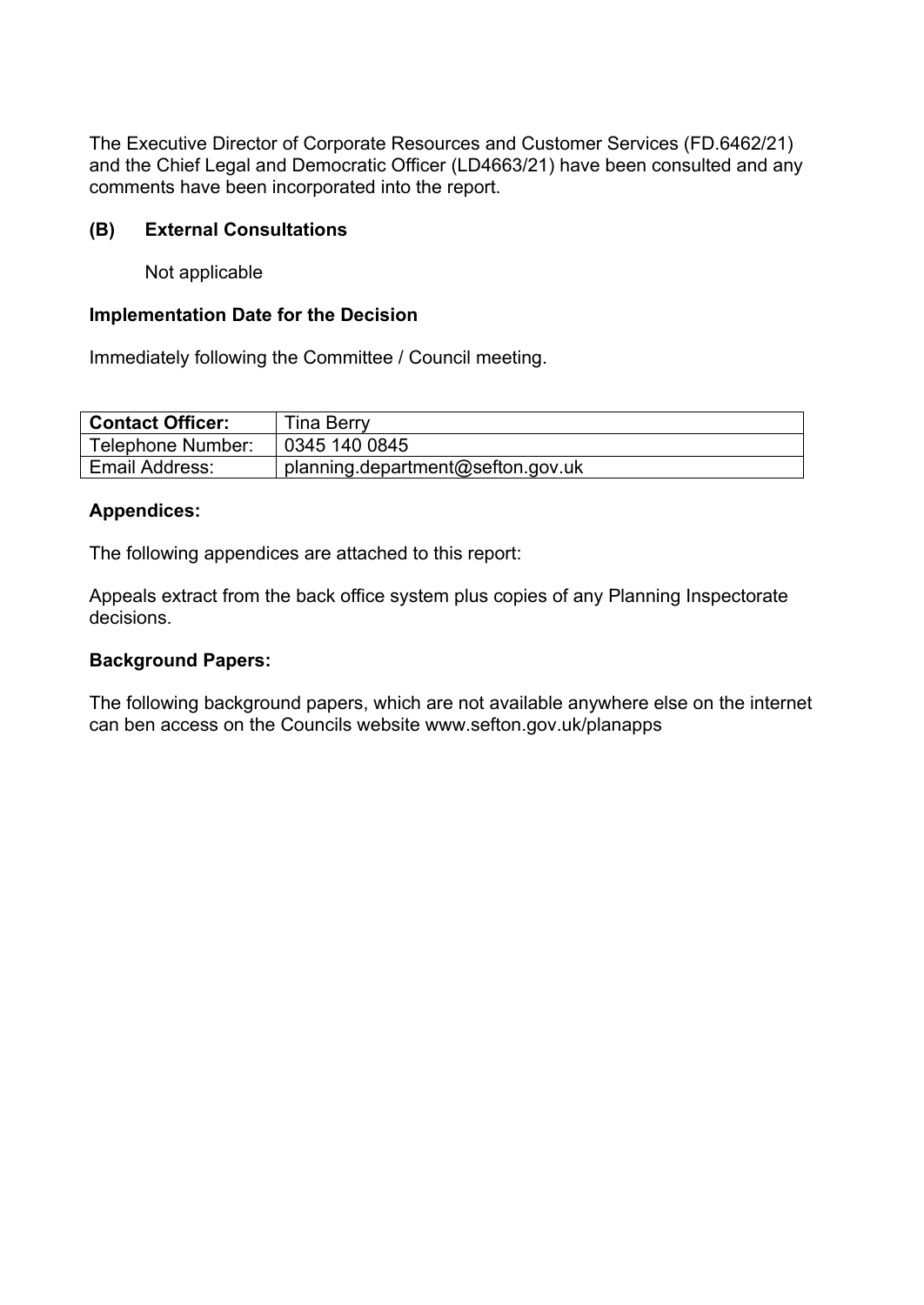The Executive Director of Corporate Resources and Customer Services (FD.6462/21) and the Chief Legal and Democratic Officer (LD4663/21) have been consulted and any comments have been incorporated into the report.

**(B) External Consultations**

Not applicable

**Implementation Date for the Decision**

Immediately following the Committee / Council meeting.

| | |
|---|---|
| **Contact Officer:** | Tina Berry |
| Telephone Number: | 0345 140 0845 |
| Email Address: | planning.department@sefton.gov.uk |

**Appendices:**

The following appendices are attached to this report:

Appeals extract from the back office system plus copies of any Planning Inspectorate decisions.

**Background Papers:**

The following background papers, which are not available anywhere else on the internet can ben access on the Councils website www.sefton.gov.uk/planapps